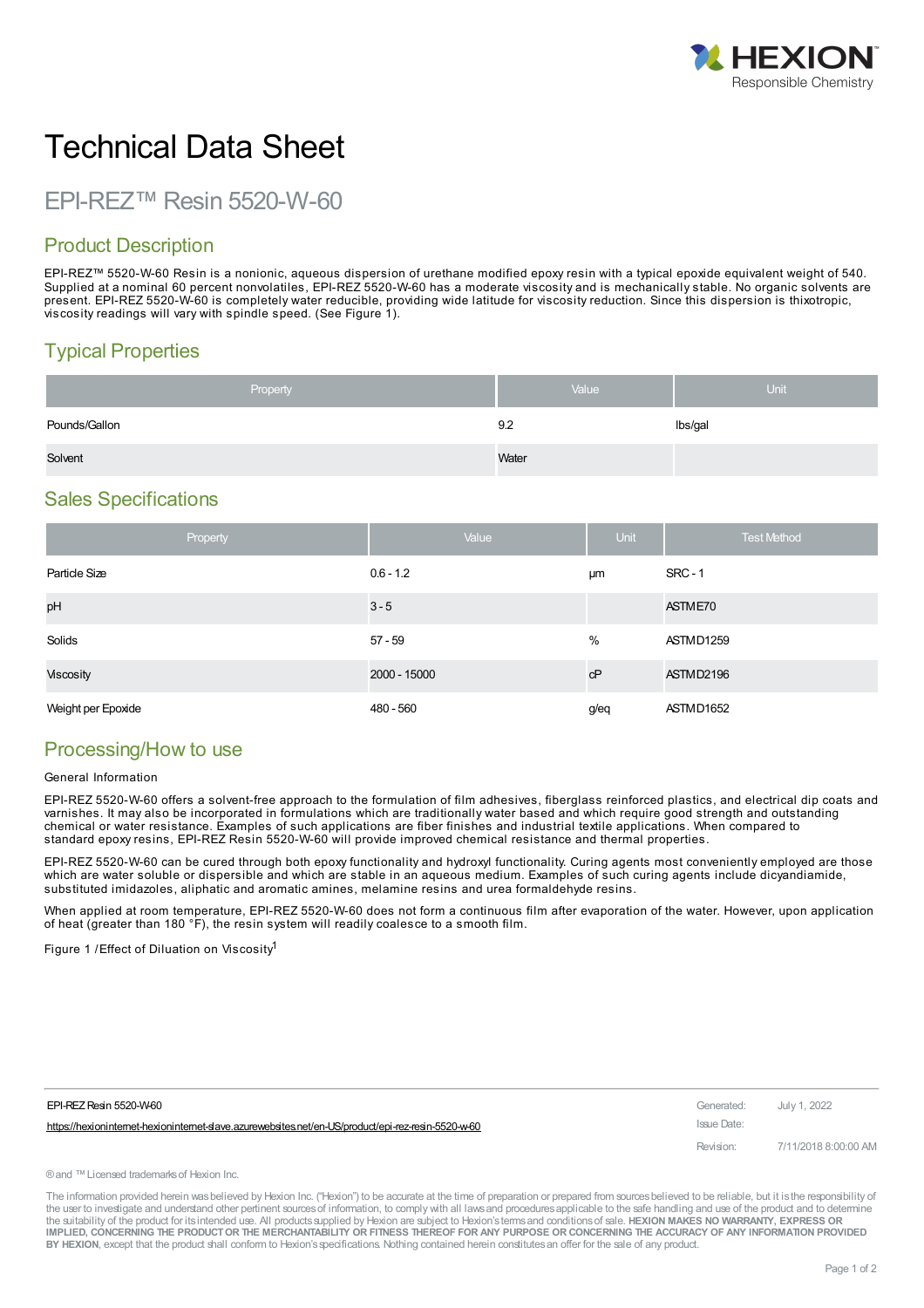# Technical Data Sheet

## EPI-REZ™ Resin 5520-W-60

## Product Description

EPI-REZ™ 5520-W-60 Resin is a nonionic, aqueous dispersion of urethane modified epoxy resin with a typical epoxide equivalent weight of 540. Supplied at a nominal 60 percent nonvolatiles, EPI-REZ 5520-W-60 has a moderate viscosity and is mechanically stable. No organic solvents are present. EPI-REZ 5520-W-60 is completely water reducible, providing wide latitude for viscosity reduction. Since this dispersion is thixotropic, viscosity readings will vary with spindle speed. (See Figure 1).

## Typical Properties

| Property | Value | Unit |
|---|---|---|
| Pounds/Gallon | 9.2 | lbs/gal |
| Solvent | Water | |

## Sales Specifications

| Property | Value | Unit | Test Method |
|---|---|---|---|
| Particle Size | 0.6 - 1.2 | µm | SRC - 1 |
| pH | 3 - 5 | | ASTM E70 |
| Solids | 57 - 59 | % | ASTM D1259 |
| Viscosity | 2000 - 15000 | cP | ASTM D2196 |
| Weight per Epoxide | 480 - 560 | g/eq | ASTM D1652 |

## Processing/How to use

General Information

EPI-REZ 5520-W-60 offers a solvent-free approach to the formulation of film adhesives, fiberglass reinforced plastics, and electrical dip coats and varnishes. It may also be incorporated in formulations which are traditionally water based and which require good strength and outstanding chemical or water resistance. Examples of such applications are fiber finishes and industrial textile applications. When compared to standard epoxy resins, EPI-REZ Resin 5520-W-60 will provide improved chemical resistance and thermal properties.

EPI-REZ 5520-W-60 can be cured through both epoxy functionality and hydroxyl functionality. Curing agents most conveniently employed are those which are water soluble or dispersible and which are stable in an aqueous medium. Examples of such curing agents include dicyandiamide, substituted imidazoles, aliphatic and aromatic amines, melamine resins and urea formaldehyde resins.

When applied at room temperature, EPI-REZ 5520-W-60 does not form a continuous film after evaporation of the water. However, upon application of heat (greater than 180 °F), the resin system will readily coalesce to a smooth film.

Figure 1 /Effect of Dilution on Viscosity[1]

EPI-REZ Resin 5520-W-60

https://hexioninternet-hexioninternet-slave.azurewebsites.net/en-US/product/epi-rez-resin-5520-w-60

Generated: July 1, 2022

Issue Date:

Revision: 7/11/2018 8:00:00 AM

® and ™ Licensed trademarks of Hexion Inc.

The information provided herein was believed by Hexion Inc. ("Hexion") to be accurate at the time of preparation or prepared from sources believed to be reliable, but it is the responsibility of the user to investigate and understand other pertinent sources of information, to comply with all laws and procedures applicable to the safe handling and use of the product and to determine the suitability of the product for its intended use. All products supplied by Hexion are subject to Hexion's terms and conditions of sale. **HEXION MAKES NO WARRANTY, EXPRESS OR IMPLIED, CONCERNING THE PRODUCT OR THE MERCHANTABILITY OR FITNESS THEREOF FOR ANY PURPOSE OR CONCERNING THE ACCURACY OF ANY INFORMATION PROVIDED BY HEXION**, except that the product shall conform to Hexion's specifications. Nothing contained herein constitutes an offer for the sale of any product.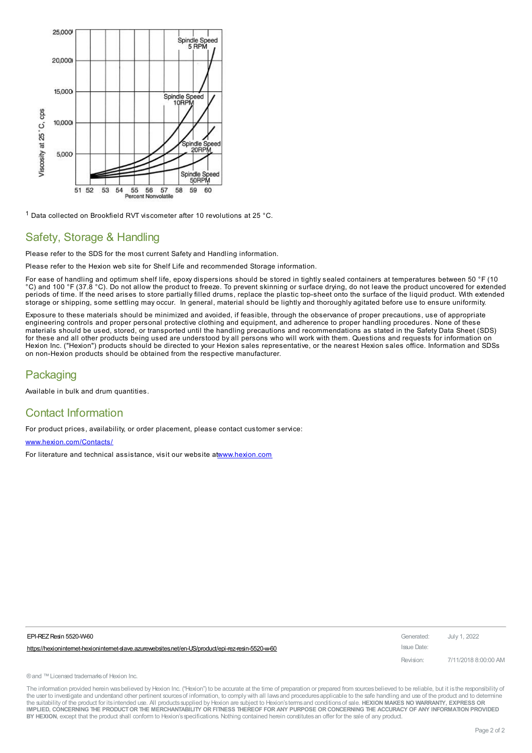25,000
20,000
15,000
10,000
5,000

Viscosity at 25 °C, cps

Spindle Speed 5 RPM
Spindle Speed 10RPM
Spindle Speed 20RPM
Spindle Speed 50RPM

51 52 53 54 55 56 57 58 59 60
Percent Nonvolatile

[1] Data collected on Brookfield RVT viscometer after 10 revolutions at 25 °C.

## Safety, Storage & Handling

Please refer to the SDS for the most current Safety and Handling information.

Please refer to the Hexion web site for Shelf Life and recommended Storage information.

For ease of handling and optimum shelf life, epoxy dispersions should be stored in tightly sealed containers at temperatures between 50 °F (10 °C) and 100 °F (37.8 °C). Do not allow the product to freeze. To prevent skinning or surface drying, do not leave the product uncovered for extended periods of time. If the need arises to store partially filled drums, replace the plastic top-sheet onto the surface of the liquid product. With extended storage or shipping, some settling may occur. In general, material should be lightly and thoroughly agitated before use to ensure uniformity.

Exposure to these materials should be minimized and avoided, if feasible, through the observance of proper precautions, use of appropriate engineering controls and proper personal protective clothing and equipment, and adherence to proper handling procedures. None of these materials should be used, stored, or transported until the handling precautions and recommendations as stated in the Safety Data Sheet (SDS) for these and all other products being used are understood by all persons who will work with them. Questions and requests for information on Hexion Inc. ("Hexion") products should be directed to your Hexion sales representative, or the nearest Hexion sales office. Information and SDSs on non-Hexion products should be obtained from the respective manufacturer.

## Packaging

Available in bulk and drum quantities.

## Contact Information

For product prices, availability, or order placement, please contact customer service:

www.hexion.com/Contacts/

For literature and technical assistance, visit our website at www.hexion.com

EPI-REZ Resin 5520-W-60
https://hexioninternet-hexioninternet-slave.azurewebsites.net/en-US/product/epi-rez-resin-5520-w-60

Generated: July 1, 2022
Issue Date:
Revision: 7/11/2018 8:00:00 AM

® and ™ Licensed trademarks of Hexion Inc.

The information provided herein was believed by Hexion Inc. ("Hexion") to be accurate at the time of preparation or prepared from sources believed to be reliable, but it is the responsibility of the user to investigate and understand other pertinent sources of information, to comply with all laws and procedures applicable to the safe handling and use of the product and to determine the suitability of the product for its intended use. All products supplied by Hexion are subject to Hexion's terms and conditions of sale. **HEXION MAKES NO WARRANTY, EXPRESS OR IMPLIED, CONCERNING THE PRODUCT OR THE MERCHANTABILITY OR FITNESS THEREOF FOR ANY PURPOSE OR CONCERNING THE ACCURACY OF ANY INFORMATION PROVIDED BY HEXION**, except that the product shall conform to Hexion's specifications. Nothing contained herein constitutes an offer for the sale of any product.